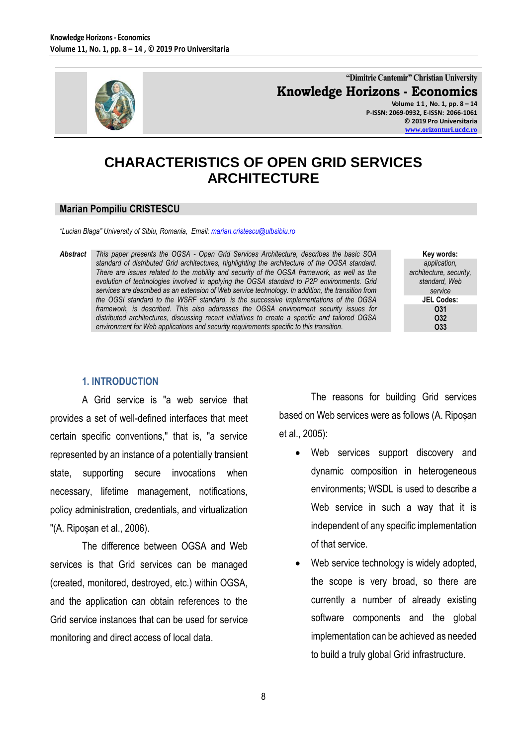"Dimitrie Cantemir" Christian University

**Knowledge Horizons - Economics**

Volume 11, No. 1, pp. 8 – 14
P-ISSN: 2069-0932, E-ISSN: 2066-1061
© 2019 Pro Universitaria
www.orizonturi.ucdc.ro

# CHARACTERISTICS OF OPEN GRID SERVICES ARCHITECTURE

## Marian Pompiliu CRISTESCU

*"Lucian Blaga" University of Sibiu, Romania, Email: marian.cristescu@ulbsibiu.ro*

**Abstract** *This paper presents the OGSA - Open Grid Services Architecture, describes the basic SOA standard of distributed Grid architectures, highlighting the architecture of the OGSA standard. There are issues related to the mobility and security of the OGSA framework, as well as the evolution of technologies involved in applying the OGSA standard to P2P environments. Grid services are described as an extension of Web service technology. In addition, the transition from the OGSI standard to the WSRF standard, is the successive implementations of the OGSA framework, is described. This also addresses the OGSA environment security issues for distributed architectures, discussing recent initiatives to create a specific and tailored OGSA environment for Web applications and security requirements specific to this transition.*

**Key words:** *application, architecture, security, standard, Web service*

**JEL Codes:** O31, O32, O33

## 1. INTRODUCTION

A Grid service is "a web service that provides a set of well-defined interfaces that meet certain specific conventions," that is, "a service represented by an instance of a potentially transient state, supporting secure invocations when necessary, lifetime management, notifications, policy administration, credentials, and virtualization "(A. Ripoșan et al., 2006).

The difference between OGSA and Web services is that Grid services can be managed (created, monitored, destroyed, etc.) within OGSA, and the application can obtain references to the Grid service instances that can be used for service monitoring and direct access of local data.

The reasons for building Grid services based on Web services were as follows (A. Ripoșan et al., 2005):

- Web services support discovery and dynamic composition in heterogeneous environments; WSDL is used to describe a Web service in such a way that it is independent of any specific implementation of that service.
- Web service technology is widely adopted, the scope is very broad, so there are currently a number of already existing software components and the global implementation can be achieved as needed to build a truly global Grid infrastructure.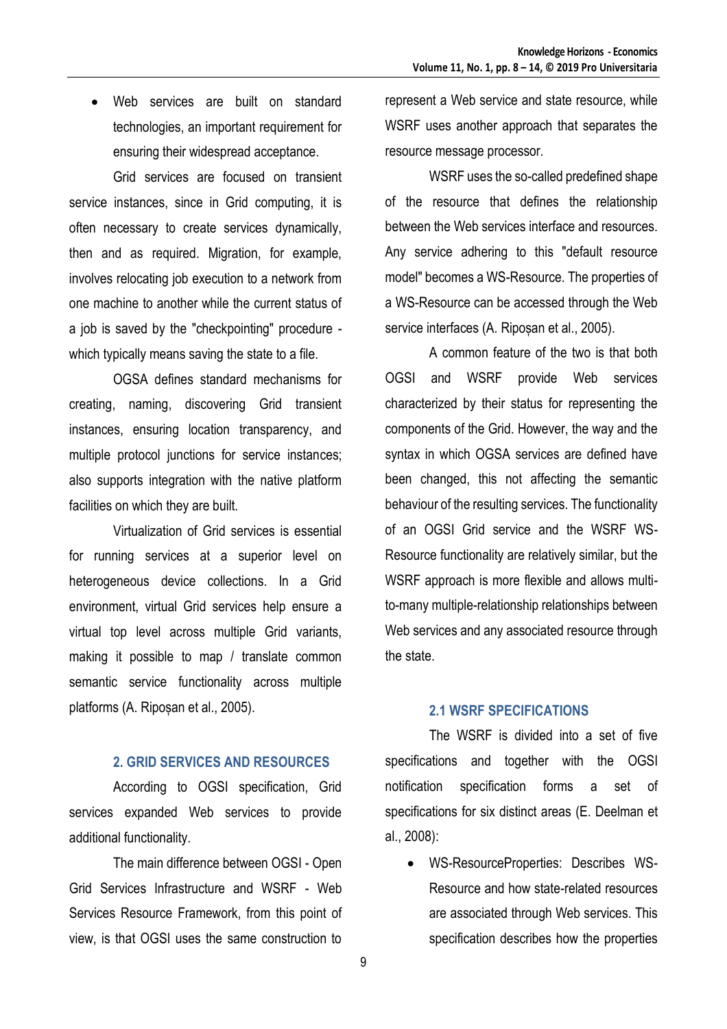- Web services are built on standard technologies, an important requirement for ensuring their widespread acceptance.

Grid services are focused on transient service instances, since in Grid computing, it is often necessary to create services dynamically, then and as required. Migration, for example, involves relocating job execution to a network from one machine to another while the current status of a job is saved by the "checkpointing" procedure - which typically means saving the state to a file.

OGSA defines standard mechanisms for creating, naming, discovering Grid transient instances, ensuring location transparency, and multiple protocol junctions for service instances; also supports integration with the native platform facilities on which they are built.

Virtualization of Grid services is essential for running services at a superior level on heterogeneous device collections. In a Grid environment, virtual Grid services help ensure a virtual top level across multiple Grid variants, making it possible to map / translate common semantic service functionality across multiple platforms (A. Ripoșan et al., 2005).

## 2. GRID SERVICES AND RESOURCES

According to OGSI specification, Grid services expanded Web services to provide additional functionality.

The main difference between OGSI - Open Grid Services Infrastructure and WSRF - Web Services Resource Framework, from this point of view, is that OGSI uses the same construction to represent a Web service and state resource, while WSRF uses another approach that separates the resource message processor.

WSRF uses the so-called predefined shape of the resource that defines the relationship between the Web services interface and resources. Any service adhering to this "default resource model" becomes a WS-Resource. The properties of a WS-Resource can be accessed through the Web service interfaces (A. Ripoșan et al., 2005).

A common feature of the two is that both OGSI and WSRF provide Web services characterized by their status for representing the components of the Grid. However, the way and the syntax in which OGSA services are defined have been changed, this not affecting the semantic behaviour of the resulting services. The functionality of an OGSI Grid service and the WSRF WS-Resource functionality are relatively similar, but the WSRF approach is more flexible and allows multi-to-many multiple-relationship relationships between Web services and any associated resource through the state.

### 2.1 WSRF SPECIFICATIONS

The WSRF is divided into a set of five specifications and together with the OGSI notification specification forms a set of specifications for six distinct areas (E. Deelman et al., 2008):

- WS-ResourceProperties: Describes WS-Resource and how state-related resources are associated through Web services. This specification describes how the properties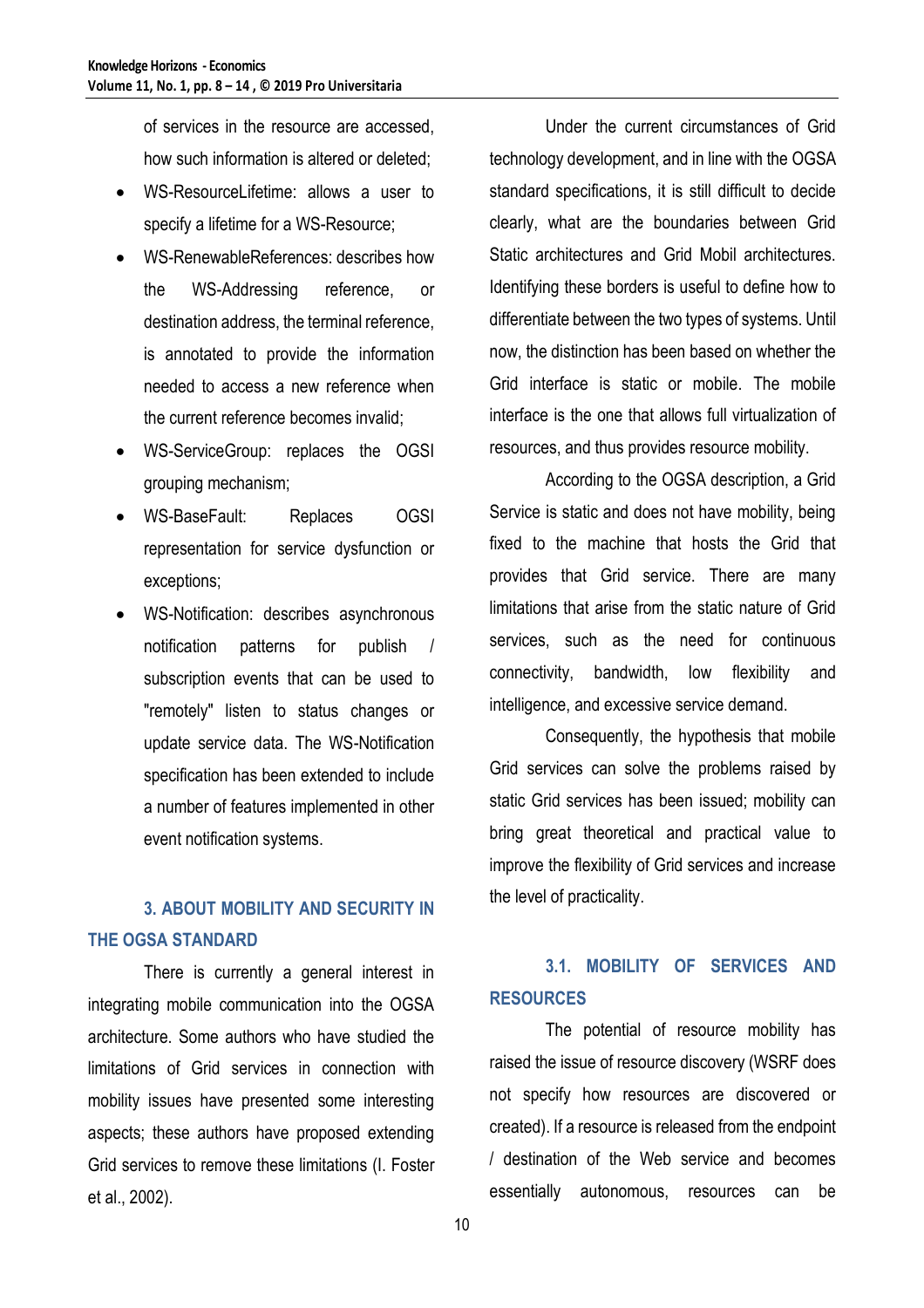of services in the resource are accessed, how such information is altered or deleted;

- WS-ResourceLifetime: allows a user to specify a lifetime for a WS-Resource;
- WS-RenewableReferences: describes how the WS-Addressing reference, or destination address, the terminal reference, is annotated to provide the information needed to access a new reference when the current reference becomes invalid;
- WS-ServiceGroup: replaces the OGSI grouping mechanism;
- WS-BaseFault: Replaces OGSI representation for service dysfunction or exceptions;
- WS-Notification: describes asynchronous notification patterns for publish / subscription events that can be used to "remotely" listen to status changes or update service data. The WS-Notification specification has been extended to include a number of features implemented in other event notification systems.

## 3. ABOUT MOBILITY AND SECURITY IN THE OGSA STANDARD

There is currently a general interest in integrating mobile communication into the OGSA architecture. Some authors who have studied the limitations of Grid services in connection with mobility issues have presented some interesting aspects; these authors have proposed extending Grid services to remove these limitations (I. Foster et al., 2002).

Under the current circumstances of Grid technology development, and in line with the OGSA standard specifications, it is still difficult to decide clearly, what are the boundaries between Grid Static architectures and Grid Mobil architectures. Identifying these borders is useful to define how to differentiate between the two types of systems. Until now, the distinction has been based on whether the Grid interface is static or mobile. The mobile interface is the one that allows full virtualization of resources, and thus provides resource mobility.

According to the OGSA description, a Grid Service is static and does not have mobility, being fixed to the machine that hosts the Grid that provides that Grid service. There are many limitations that arise from the static nature of Grid services, such as the need for continuous connectivity, bandwidth, low flexibility and intelligence, and excessive service demand.

Consequently, the hypothesis that mobile Grid services can solve the problems raised by static Grid services has been issued; mobility can bring great theoretical and practical value to improve the flexibility of Grid services and increase the level of practicality.

### 3.1. MOBILITY OF SERVICES AND RESOURCES

The potential of resource mobility has raised the issue of resource discovery (WSRF does not specify how resources are discovered or created). If a resource is released from the endpoint / destination of the Web service and becomes essentially autonomous, resources can be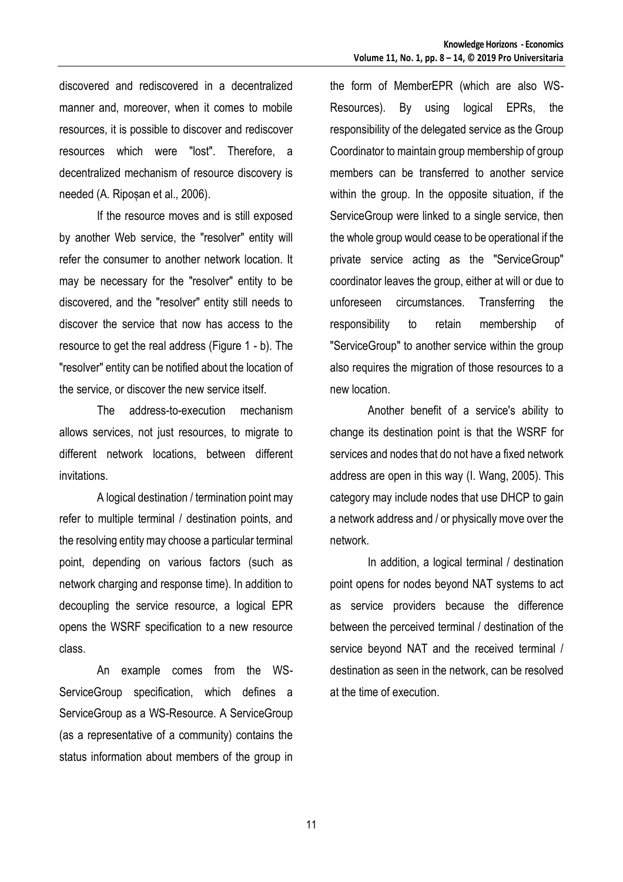discovered and rediscovered in a decentralized manner and, moreover, when it comes to mobile resources, it is possible to discover and rediscover resources which were "lost". Therefore, a decentralized mechanism of resource discovery is needed (A. Ripoșan et al., 2006).

If the resource moves and is still exposed by another Web service, the "resolver" entity will refer the consumer to another network location. It may be necessary for the "resolver" entity to be discovered, and the "resolver" entity still needs to discover the service that now has access to the resource to get the real address (Figure 1 - b). The "resolver" entity can be notified about the location of the service, or discover the new service itself.

The address-to-execution mechanism allows services, not just resources, to migrate to different network locations, between different invitations.

A logical destination / termination point may refer to multiple terminal / destination points, and the resolving entity may choose a particular terminal point, depending on various factors (such as network charging and response time). In addition to decoupling the service resource, a logical EPR opens the WSRF specification to a new resource class.

An example comes from the WS-ServiceGroup specification, which defines a ServiceGroup as a WS-Resource. A ServiceGroup (as a representative of a community) contains the status information about members of the group in the form of MemberEPR (which are also WS-Resources). By using logical EPRs, the responsibility of the delegated service as the Group Coordinator to maintain group membership of group members can be transferred to another service within the group. In the opposite situation, if the ServiceGroup were linked to a single service, then the whole group would cease to be operational if the private service acting as the "ServiceGroup" coordinator leaves the group, either at will or due to unforeseen circumstances. Transferring the responsibility to retain membership of "ServiceGroup" to another service within the group also requires the migration of those resources to a new location.

Another benefit of a service's ability to change its destination point is that the WSRF for services and nodes that do not have a fixed network address are open in this way (I. Wang, 2005). This category may include nodes that use DHCP to gain a network address and / or physically move over the network.

In addition, a logical terminal / destination point opens for nodes beyond NAT systems to act as service providers because the difference between the perceived terminal / destination of the service beyond NAT and the received terminal / destination as seen in the network, can be resolved at the time of execution.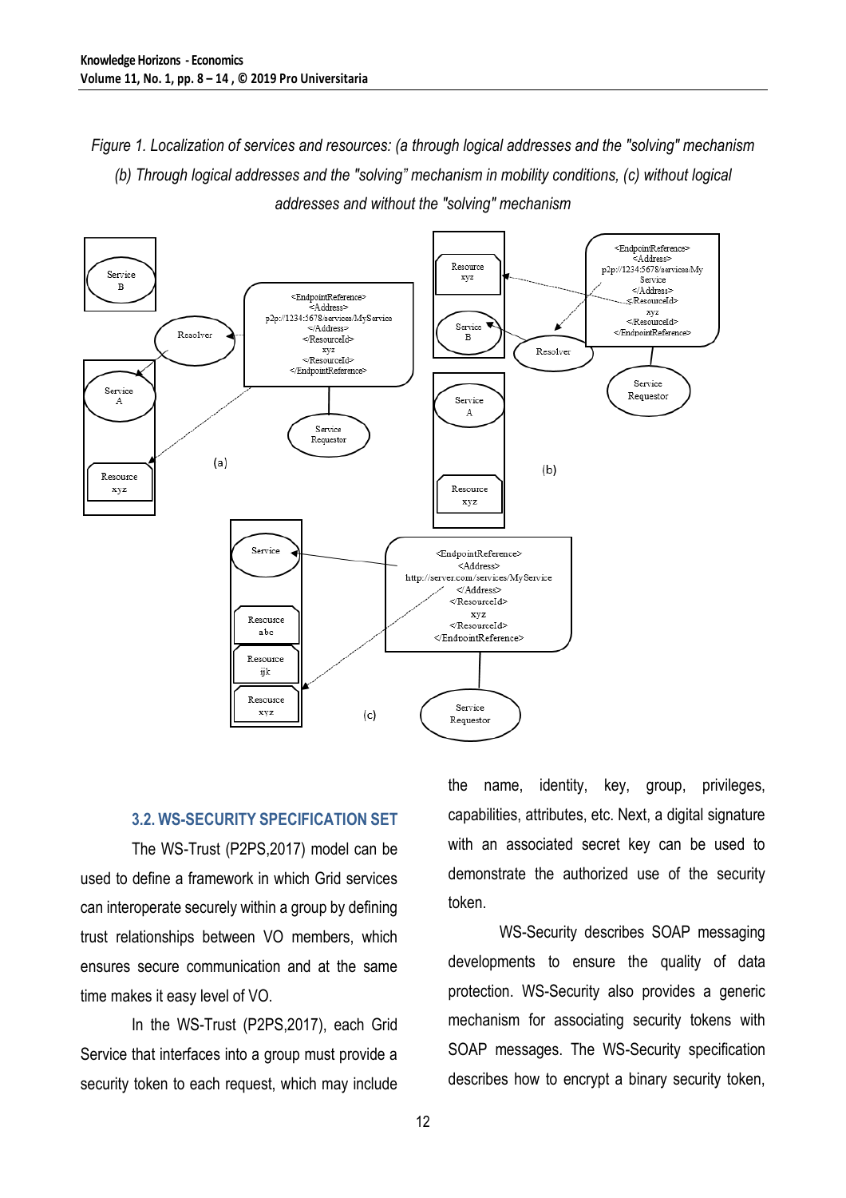*Figure 1. Localization of services and resources: (a through logical addresses and the "solving" mechanism (b) Through logical addresses and the "solving" mechanism in mobility conditions, (c) without logical addresses and without the "solving" mechanism*

### 3.2. WS-SECURITY SPECIFICATION SET

The WS-Trust (P2PS,2017) model can be used to define a framework in which Grid services can interoperate securely within a group by defining trust relationships between VO members, which ensures secure communication and at the same time makes it easy level of VO.

In the WS-Trust (P2PS,2017), each Grid Service that interfaces into a group must provide a security token to each request, which may include the name, identity, key, group, privileges, capabilities, attributes, etc. Next, a digital signature with an associated secret key can be used to demonstrate the authorized use of the security token.

WS-Security describes SOAP messaging developments to ensure the quality of data protection. WS-Security also provides a generic mechanism for associating security tokens with SOAP messages. The WS-Security specification describes how to encrypt a binary security token,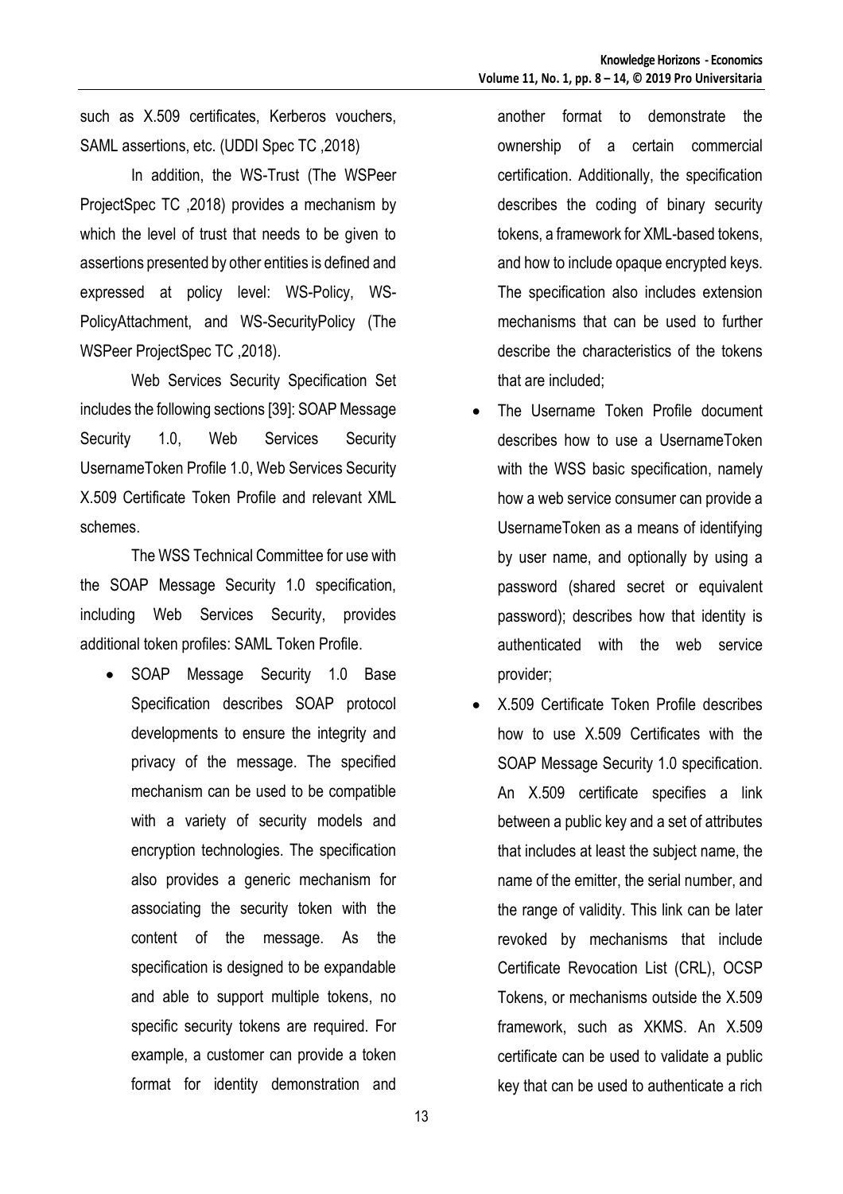such as X.509 certificates, Kerberos vouchers, SAML assertions, etc. (UDDI Spec TC ,2018)

In addition, the WS-Trust (The WSPeer ProjectSpec TC ,2018) provides a mechanism by which the level of trust that needs to be given to assertions presented by other entities is defined and expressed at policy level: WS-Policy, WS-PolicyAttachment, and WS-SecurityPolicy (The WSPeer ProjectSpec TC ,2018).

Web Services Security Specification Set includes the following sections [39]: SOAP Message Security 1.0, Web Services Security UsernameToken Profile 1.0, Web Services Security X.509 Certificate Token Profile and relevant XML schemes.

The WSS Technical Committee for use with the SOAP Message Security 1.0 specification, including Web Services Security, provides additional token profiles: SAML Token Profile.

- SOAP Message Security 1.0 Base Specification describes SOAP protocol developments to ensure the integrity and privacy of the message. The specified mechanism can be used to be compatible with a variety of security models and encryption technologies. The specification also provides a generic mechanism for associating the security token with the content of the message. As the specification is designed to be expandable and able to support multiple tokens, no specific security tokens are required. For example, a customer can provide a token format for identity demonstration and another format to demonstrate the ownership of a certain commercial certification. Additionally, the specification describes the coding of binary security tokens, a framework for XML-based tokens, and how to include opaque encrypted keys. The specification also includes extension mechanisms that can be used to further describe the characteristics of the tokens that are included;
- The Username Token Profile document describes how to use a UsernameToken with the WSS basic specification, namely how a web service consumer can provide a UsernameToken as a means of identifying by user name, and optionally by using a password (shared secret or equivalent password); describes how that identity is authenticated with the web service provider;
- X.509 Certificate Token Profile describes how to use X.509 Certificates with the SOAP Message Security 1.0 specification. An X.509 certificate specifies a link between a public key and a set of attributes that includes at least the subject name, the name of the emitter, the serial number, and the range of validity. This link can be later revoked by mechanisms that include Certificate Revocation List (CRL), OCSP Tokens, or mechanisms outside the X.509 framework, such as XKMS. An X.509 certificate can be used to validate a public key that can be used to authenticate a rich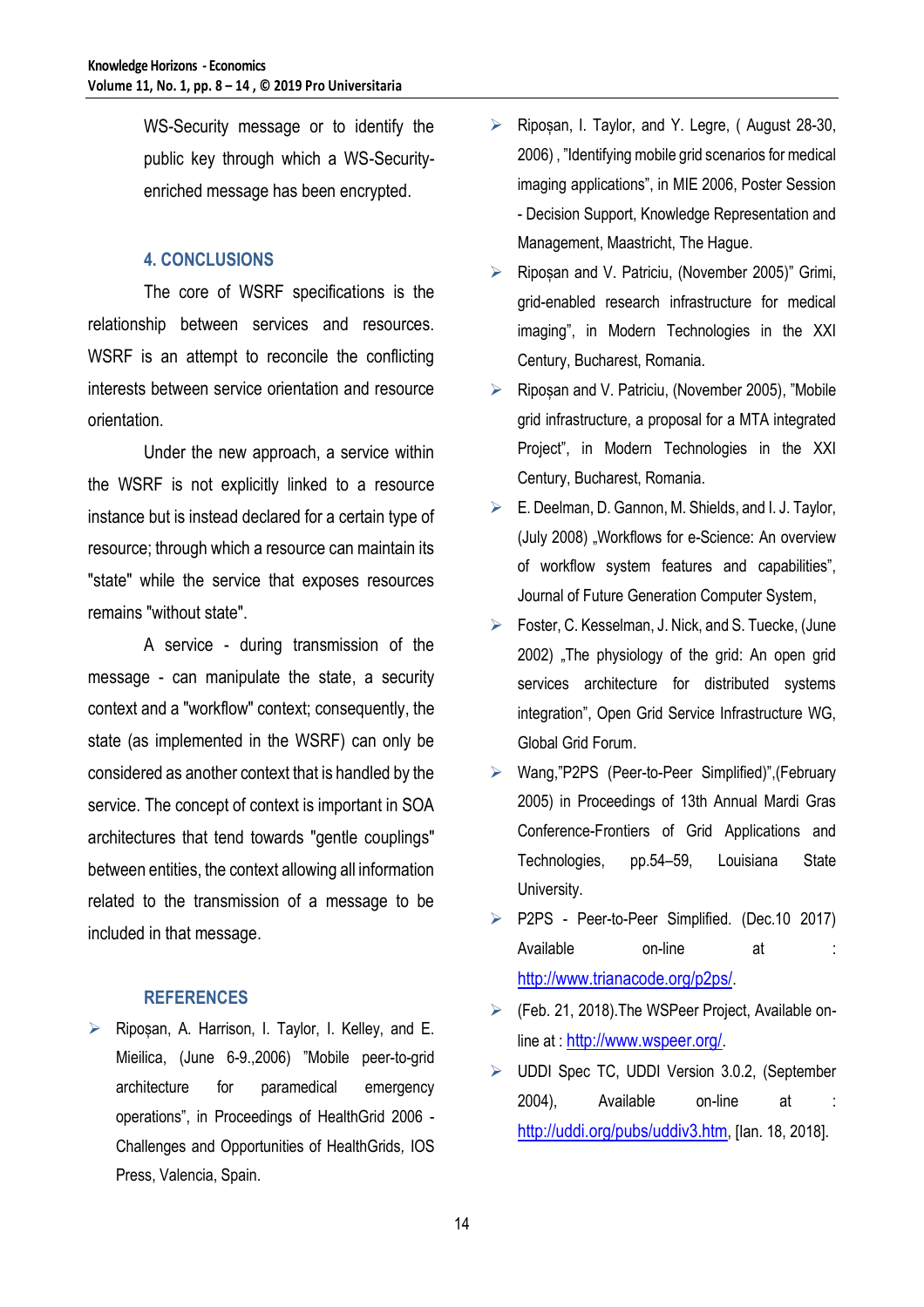WS-Security message or to identify the public key through which a WS-Security-enriched message has been encrypted.

## 4. CONCLUSIONS

The core of WSRF specifications is the relationship between services and resources. WSRF is an attempt to reconcile the conflicting interests between service orientation and resource orientation.

Under the new approach, a service within the WSRF is not explicitly linked to a resource instance but is instead declared for a certain type of resource; through which a resource can maintain its "state" while the service that exposes resources remains "without state".

A service - during transmission of the message - can manipulate the state, a security context and a "workflow" context; consequently, the state (as implemented in the WSRF) can only be considered as another context that is handled by the service. The concept of context is important in SOA architectures that tend towards "gentle couplings" between entities, the context allowing all information related to the transmission of a message to be included in that message.

## REFERENCES

- Ripoșan, A. Harrison, I. Taylor, I. Kelley, and E. Mieilica, (June 6-9.,2006) "Mobile peer-to-grid architecture for paramedical emergency operations", in Proceedings of HealthGrid 2006 - Challenges and Opportunities of HealthGrids, IOS Press, Valencia, Spain.
- Ripoșan, I. Taylor, and Y. Legre, ( August 28-30, 2006) , "Identifying mobile grid scenarios for medical imaging applications", in MIE 2006, Poster Session - Decision Support, Knowledge Representation and Management, Maastricht, The Hague.
- Ripoșan and V. Patriciu, (November 2005)" Grimi, grid-enabled research infrastructure for medical imaging", in Modern Technologies in the XXI Century, Bucharest, Romania.
- Ripoșan and V. Patriciu, (November 2005), "Mobile grid infrastructure, a proposal for a MTA integrated Project", in Modern Technologies in the XXI Century, Bucharest, Romania.
- E. Deelman, D. Gannon, M. Shields, and I. J. Taylor, (July 2008) „Workflows for e-Science: An overview of workflow system features and capabilities", Journal of Future Generation Computer System,
- Foster, C. Kesselman, J. Nick, and S. Tuecke, (June 2002) „The physiology of the grid: An open grid services architecture for distributed systems integration", Open Grid Service Infrastructure WG, Global Grid Forum.
- Wang,"P2PS (Peer-to-Peer Simplified)",(February 2005) in Proceedings of 13th Annual Mardi Gras Conference-Frontiers of Grid Applications and Technologies, pp.54–59, Louisiana State University.
- P2PS - Peer-to-Peer Simplified. (Dec.10 2017) Available on-line at : http://www.trianacode.org/p2ps/.
- (Feb. 21, 2018).The WSPeer Project, Available on-line at : http://www.wspeer.org/.
- UDDI Spec TC, UDDI Version 3.0.2, (September 2004), Available on-line at : http://uddi.org/pubs/uddiv3.htm, [Ian. 18, 2018].